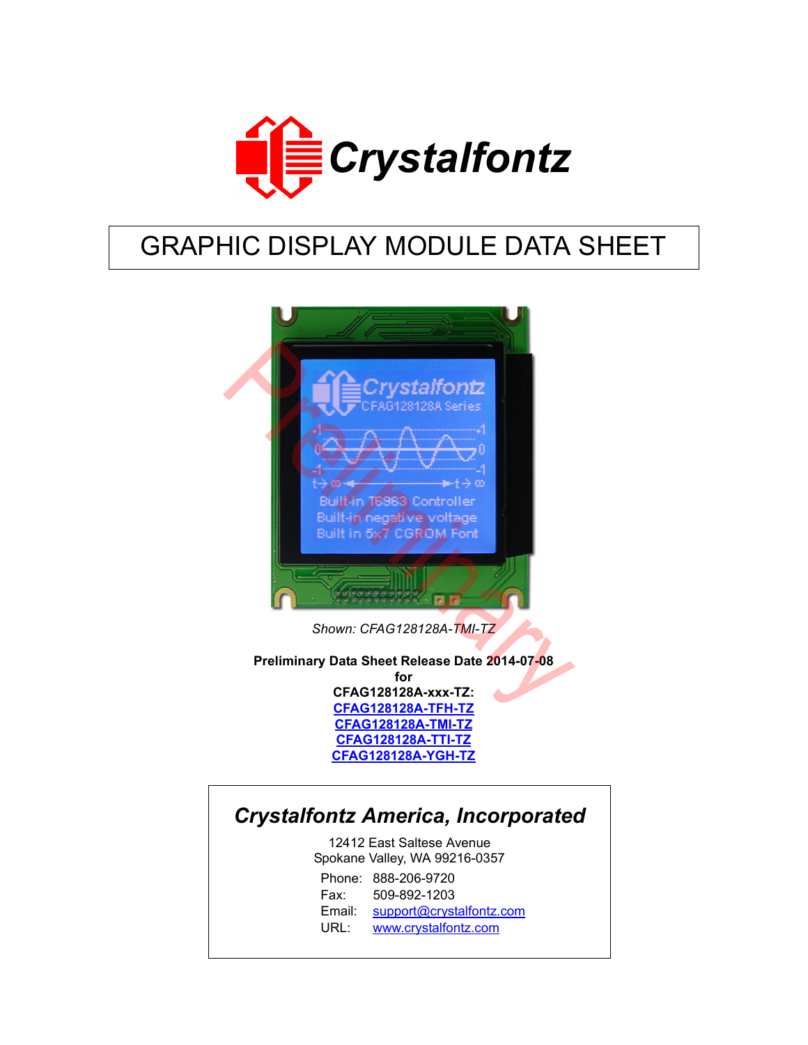Crystalfontz

# GRAPHIC DISPLAY MODULE DATA SHEET

*Shown: CFAG128128A-TMI-TZ*

**Preliminary Data Sheet Release Date 2014-07-08**
**for**
**CFAG128128A-xxx-TZ:**
**CFAG128128A-TFH-TZ**
**CFAG128128A-TMI-TZ**
**CFAG128128A-TTI-TZ**
**CFAG128128A-YGH-TZ**

## *Crystalfontz America, Incorporated*

12412 East Saltese Avenue
Spokane Valley, WA 99216-0357

Phone: 888-206-9720
Fax: 509-892-1203
Email: support@crystalfontz.com
URL: www.crystalfontz.com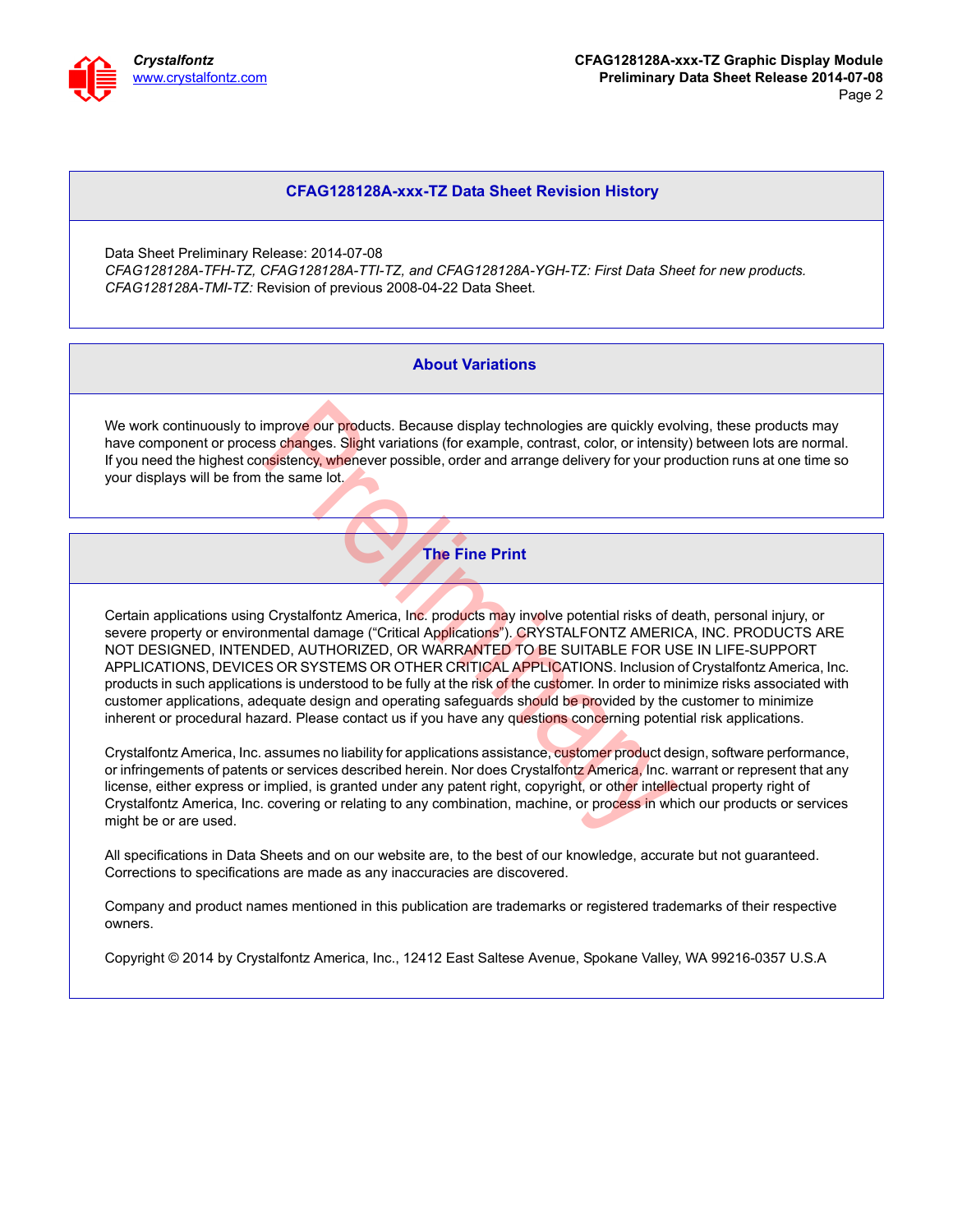## CFAG128128A-xxx-TZ Data Sheet Revision History

Data Sheet Preliminary Release: 2014-07-08
*CFAG128128A-TFH-TZ, CFAG128128A-TTI-TZ, and CFAG128128A-YGH-TZ: First Data Sheet for new products.*
*CFAG128128A-TMI-TZ:* Revision of previous 2008-04-22 Data Sheet.

## About Variations

We work continuously to improve our products. Because display technologies are quickly evolving, these products may have component or process changes. Slight variations (for example, contrast, color, or intensity) between lots are normal. If you need the highest consistency, whenever possible, order and arrange delivery for your production runs at one time so your displays will be from the same lot.

## The Fine Print

Certain applications using Crystalfontz America, Inc. products may involve potential risks of death, personal injury, or severe property or environmental damage ("Critical Applications"). CRYSTALFONTZ AMERICA, INC. PRODUCTS ARE NOT DESIGNED, INTENDED, AUTHORIZED, OR WARRANTED TO BE SUITABLE FOR USE IN LIFE-SUPPORT APPLICATIONS, DEVICES OR SYSTEMS OR OTHER CRITICAL APPLICATIONS. Inclusion of Crystalfontz America, Inc. products in such applications is understood to be fully at the risk of the customer. In order to minimize risks associated with customer applications, adequate design and operating safeguards should be provided by the customer to minimize inherent or procedural hazard. Please contact us if you have any questions concerning potential risk applications.

Crystalfontz America, Inc. assumes no liability for applications assistance, customer product design, software performance, or infringements of patents or services described herein. Nor does Crystalfontz America, Inc. warrant or represent that any license, either express or implied, is granted under any patent right, copyright, or other intellectual property right of Crystalfontz America, Inc. covering or relating to any combination, machine, or process in which our products or services might be or are used.

All specifications in Data Sheets and on our website are, to the best of our knowledge, accurate but not guaranteed. Corrections to specifications are made as any inaccuracies are discovered.

Company and product names mentioned in this publication are trademarks or registered trademarks of their respective owners.

Copyright © 2014 by Crystalfontz America, Inc., 12412 East Saltese Avenue, Spokane Valley, WA 99216-0357 U.S.A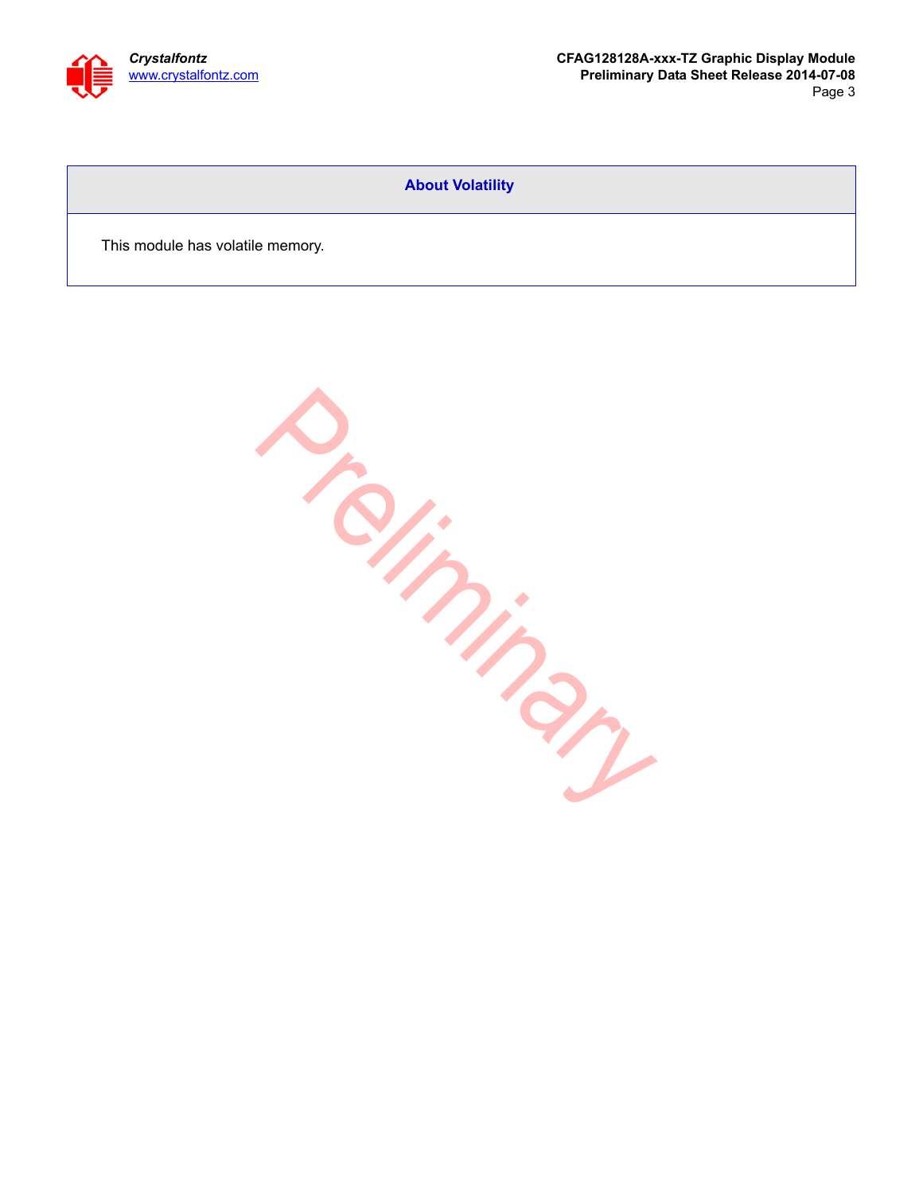## About Volatility

This module has volatile memory.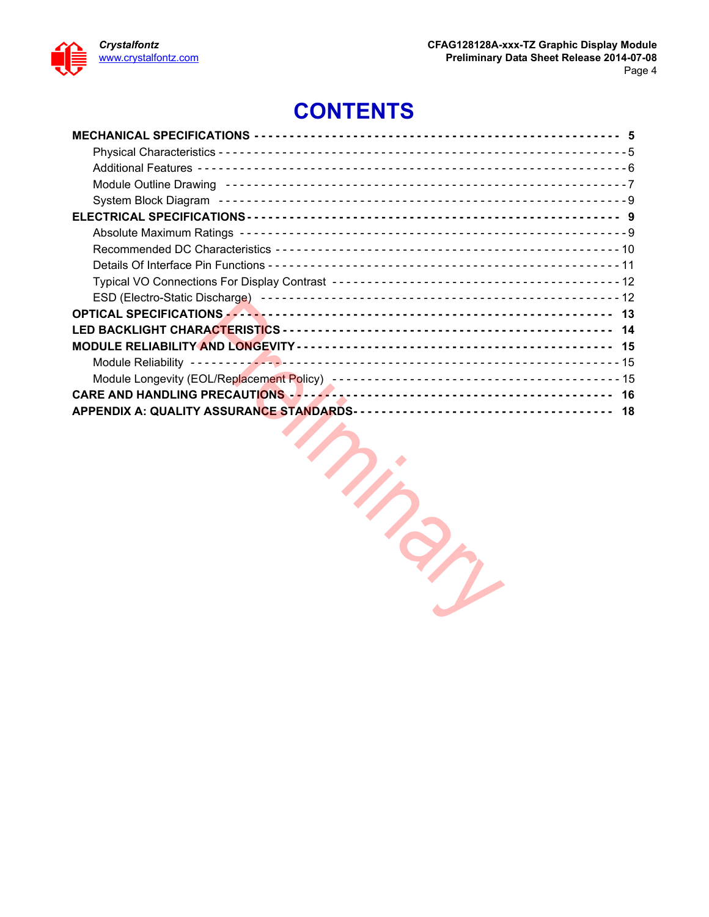# CONTENTS

**MECHANICAL SPECIFICATIONS** ---------- **5**

- Physical Characteristics ---------- 5
- Additional Features ---------- 6
- Module Outline Drawing ---------- 7
- System Block Diagram ---------- 9

**ELECTRICAL SPECIFICATIONS** ---------- **9**

- Absolute Maximum Ratings ---------- 9
- Recommended DC Characteristics ---------- 10
- Details Of Interface Pin Functions ---------- 11
- Typical VO Connections For Display Contrast ---------- 12
- ESD (Electro-Static Discharge) ---------- 12

**OPTICAL SPECIFICATIONS** ---------- **13**

**LED BACKLIGHT CHARACTERISTICS** ---------- **14**

**MODULE RELIABILITY AND LONGEVITY** ---------- **15**

- Module Reliability ---------- 15
- Module Longevity (EOL/Replacement Policy) ---------- 15

**CARE AND HANDLING PRECAUTIONS** ---------- **16**

**APPENDIX A: QUALITY ASSURANCE STANDARDS** ---------- **18**

Preliminary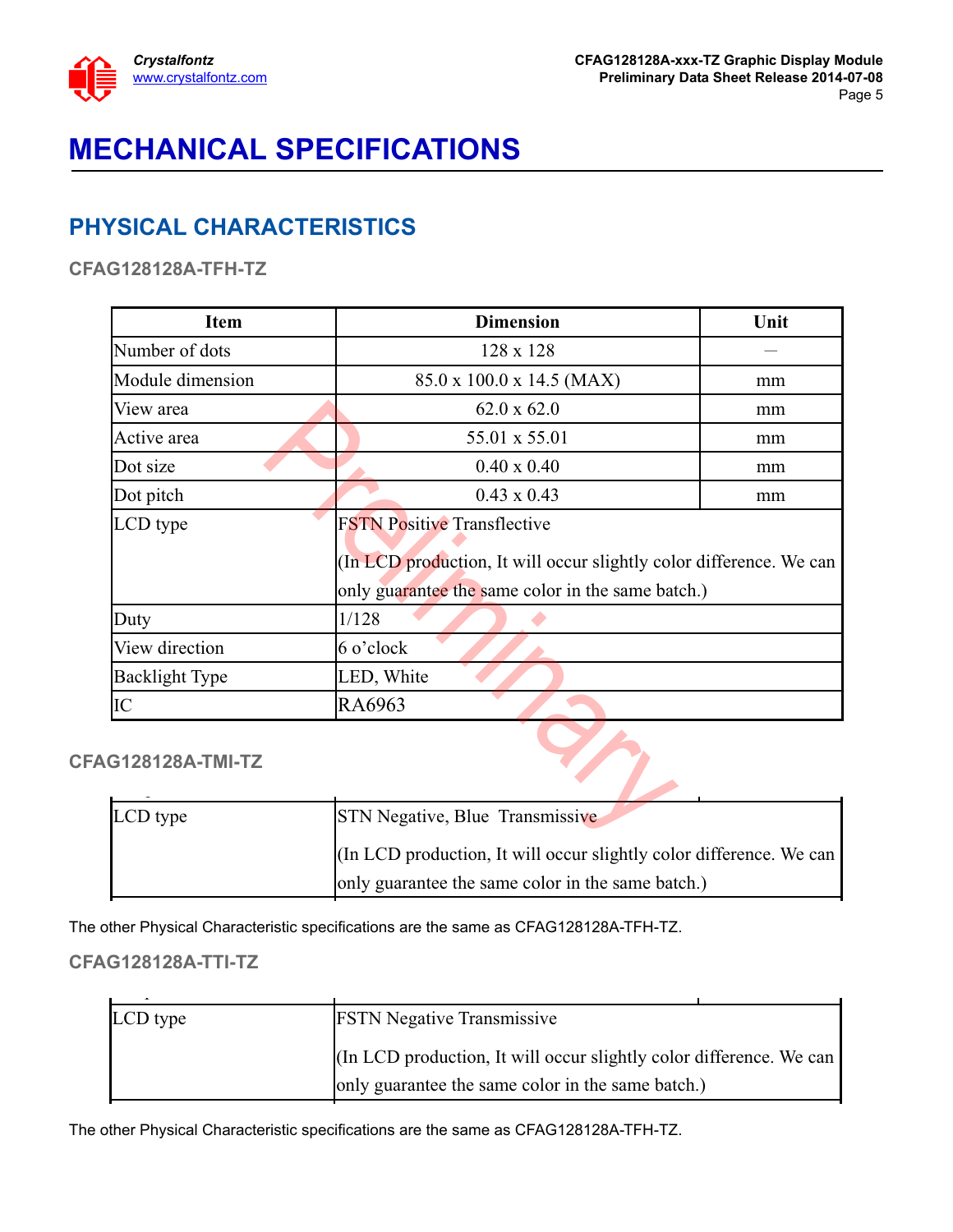# MECHANICAL SPECIFICATIONS

## PHYSICAL CHARACTERISTICS

### CFAG128128A-TFH-TZ

| Item | Dimension | Unit |
|---|---|---|
| Number of dots | 128 x 128 | — |
| Module dimension | 85.0 x 100.0 x 14.5 (MAX) | mm |
| View area | 62.0 x 62.0 | mm |
| Active area | 55.01 x 55.01 | mm |
| Dot size | 0.40 x 0.40 | mm |
| Dot pitch | 0.43 x 0.43 | mm |
| LCD type | FSTN Positive Transflective<br>(In LCD production, It will occur slightly color difference. We can only guarantee the same color in the same batch.) | |
| Duty | 1/128 | |
| View direction | 6 o'clock | |
| Backlight Type | LED, White | |
| IC | RA6963 | |

### CFAG128128A-TMI-TZ

| | | |
|---|---|---|
| LCD type | STN Negative, Blue Transmissive<br>(In LCD production, It will occur slightly color difference. We can only guarantee the same color in the same batch.) | |

The other Physical Characteristic specifications are the same as CFAG128128A-TFH-TZ.

### CFAG128128A-TTI-TZ

| | | |
|---|---|---|
| LCD type | FSTN Negative Transmissive<br>(In LCD production, It will occur slightly color difference. We can only guarantee the same color in the same batch.) | |

The other Physical Characteristic specifications are the same as CFAG128128A-TFH-TZ.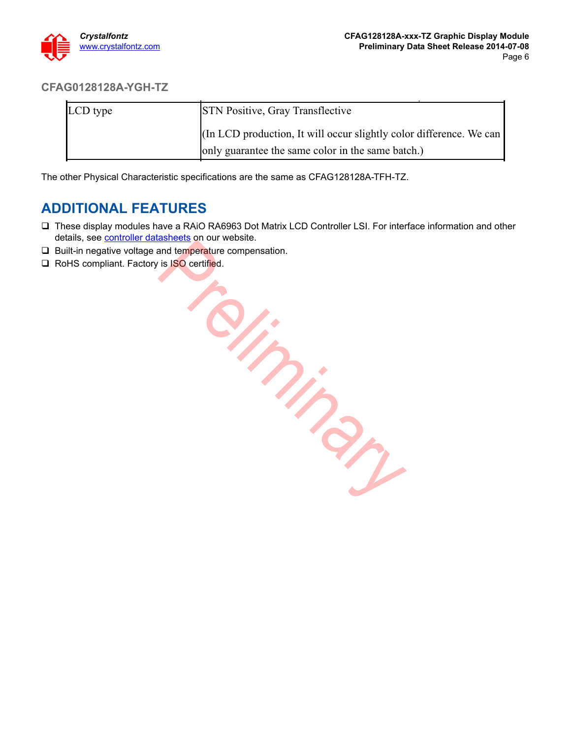### CFAG0128128A-YGH-TZ

| LCD type | STN Positive, Gray Transflective<br>(In LCD production, It will occur slightly color difference. We can only guarantee the same color in the same batch.) |
|---|---|

The other Physical Characteristic specifications are the same as CFAG128128A-TFH-TZ.

## ADDITIONAL FEATURES

- These display modules have a RAiO RA6963 Dot Matrix LCD Controller LSI. For interface information and other details, see controller datasheets on our website.
- Built-in negative voltage and temperature compensation.
- RoHS compliant. Factory is ISO certified.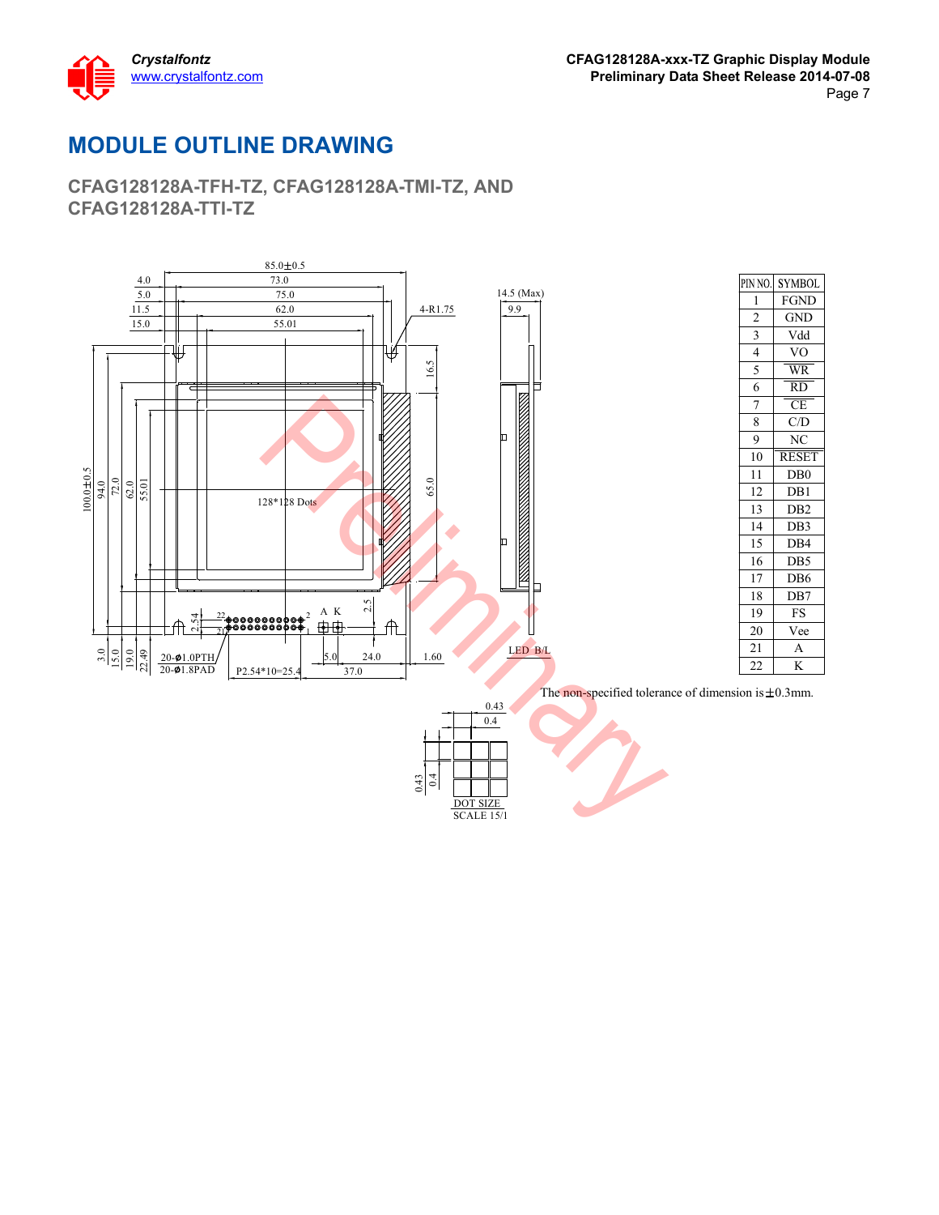# MODULE OUTLINE DRAWING

## CFAG128128A-TFH-TZ, CFAG128128A-TMI-TZ, AND CFAG128128A-TTI-TZ

| PIN NO. | SYMBOL |
|---|---|
| 1 | FGND |
| 2 | GND |
| 3 | Vdd |
| 4 | VO |
| 5 | WR |
| 6 | RD |
| 7 | CE |
| 8 | C/D |
| 9 | NC |
| 10 | RESET |
| 11 | DB0 |
| 12 | DB1 |
| 13 | DB2 |
| 14 | DB3 |
| 15 | DB4 |
| 16 | DB5 |
| 17 | DB6 |
| 18 | DB7 |
| 19 | FS |
| 20 | Vee |
| 21 | A |
| 22 | K |

The non-specified tolerance of dimension is ±0.3mm.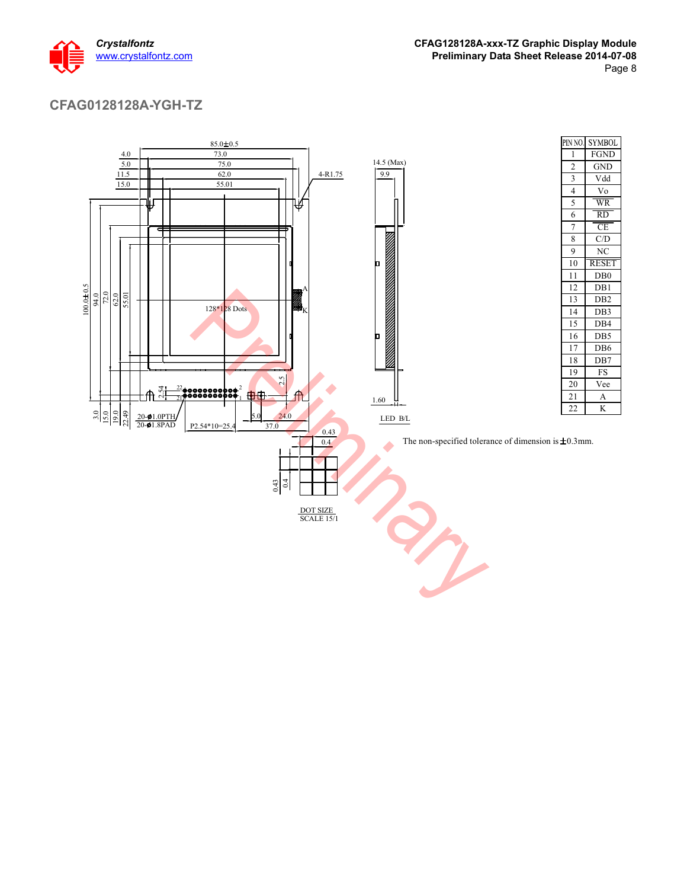## CFAG0128128A-YGH-TZ

| PIN NO. | SYMBOL |
|---|---|
| 1 | FGND |
| 2 | GND |
| 3 | Vdd |
| 4 | Vo |
| 5 | WR |
| 6 | RD |
| 7 | CE |
| 8 | C/D |
| 9 | NC |
| 10 | RESET |
| 11 | DB0 |
| 12 | DB1 |
| 13 | DB2 |
| 14 | DB3 |
| 15 | DB4 |
| 16 | DB5 |
| 17 | DB6 |
| 18 | DB7 |
| 19 | FS |
| 20 | Vee |
| 21 | A |
| 22 | K |

The non-specified tolerance of dimension is ±0.3mm.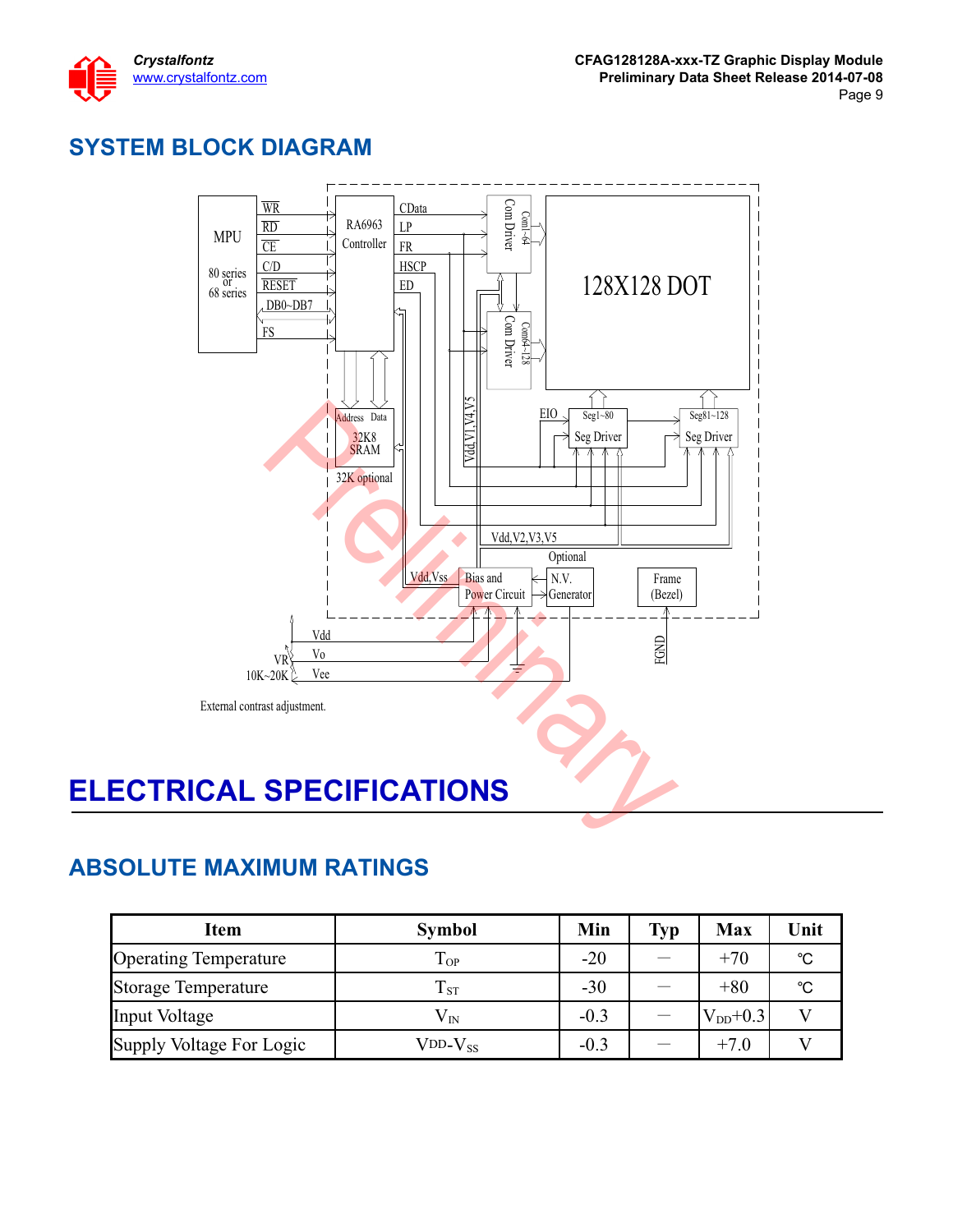## SYSTEM BLOCK DIAGRAM

MPU

80 series or 68 series

WR, RD, CE, C/D, RESET, DB0~DB7, FS

RA6963 Controller

CData, LP, FR, HSCP, ED

Com Driver (Com1~64)

Com Driver (Com64~128)

128X128 DOT

Address, Data

32K8 SRAM

32K optional

Vdd,V1,V4,V5

EIO

Seg1~80 Seg Driver

Seg81~128 Seg Driver

Vdd,V2,V3,V5

Optional

Vdd,Vss

Bias and Power Circuit

N.V. Generator

Frame (Bezel)

FGND

Vdd

Vo

Vee

VR 10K~20K

External contrast adjustment.

# ELECTRICAL SPECIFICATIONS

## ABSOLUTE MAXIMUM RATINGS

| Item | Symbol | Min | Typ | Max | Unit |
|---|---|---|---|---|---|
| Operating Temperature | $T_{OP}$ | -20 | — | +70 | ℃ |
| Storage Temperature | $T_{ST}$ | -30 | — | +80 | ℃ |
| Input Voltage | $V_{IN}$ | -0.3 | — | $V_{DD}$+0.3 | V |
| Supply Voltage For Logic | $V_{DD}$-$V_{SS}$ | -0.3 | — | +7.0 | V |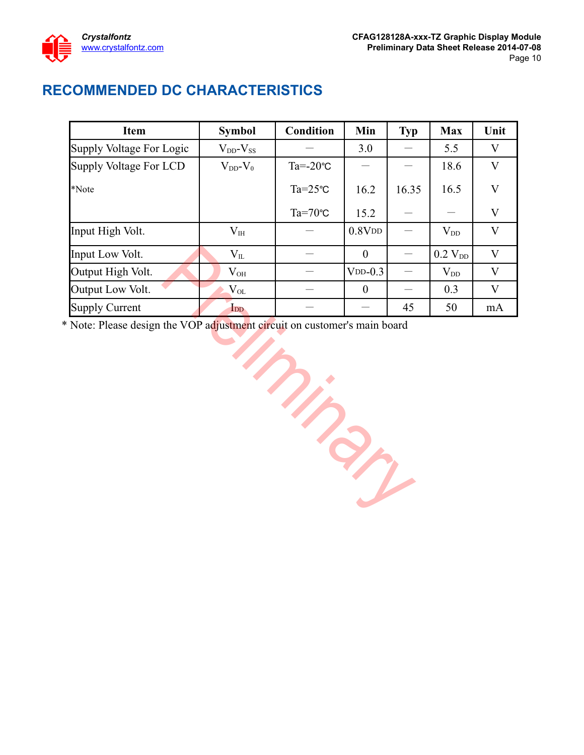# RECOMMENDED DC CHARACTERISTICS

| Item | Symbol | Condition | Min | Typ | Max | Unit |
|---|---|---|---|---|---|---|
| Supply Voltage For Logic | $V_{DD}$-$V_{SS}$ | — | 3.0 | — | 5.5 | V |
| Supply Voltage For LCD | $V_{DD}$-$V_0$ | Ta=-20℃ | — | — | 18.6 | V |
| *Note | | Ta=25℃ | 16.2 | 16.35 | 16.5 | V |
| | | Ta=70℃ | 15.2 | — | — | V |
| Input High Volt. | $V_{IH}$ | — | 0.8$V_{DD}$ | — | $V_{DD}$ | V |
| Input Low Volt. | $V_{IL}$ | — | 0 | — | 0.2 $V_{DD}$ | V |
| Output High Volt. | $V_{OH}$ | — | $V_{DD}$-0.3 | — | $V_{DD}$ | V |
| Output Low Volt. | $V_{OL}$ | — | 0 | — | 0.3 | V |
| Supply Current | $I_{DD}$ | — | — | 45 | 50 | mA |

* Note: Please design the VOP adjustment circuit on customer's main board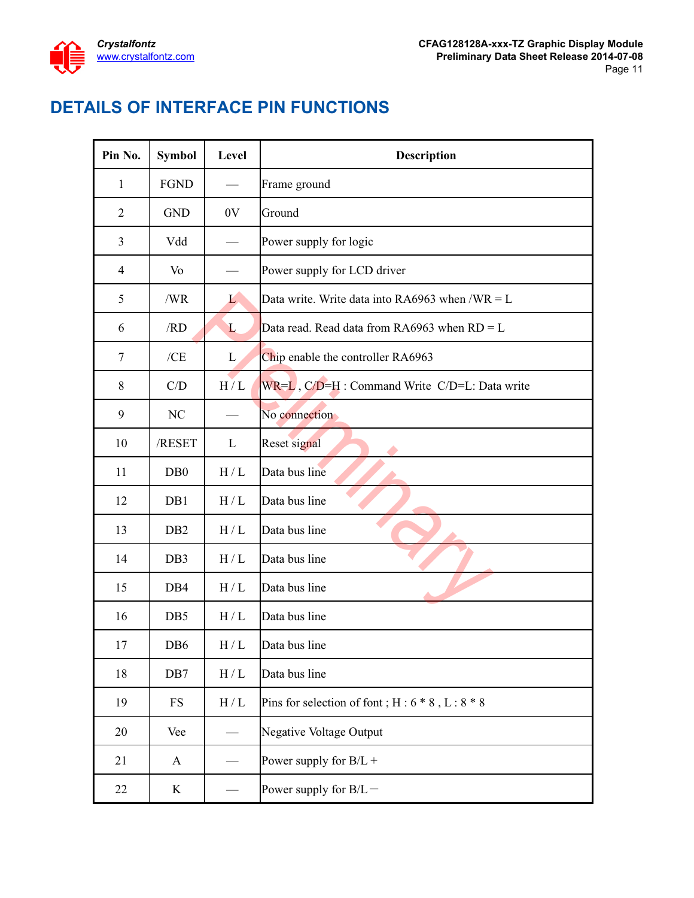# DETAILS OF INTERFACE PIN FUNCTIONS

| Pin No. | Symbol | Level | Description |
|---|---|---|---|
| 1 | FGND | — | Frame ground |
| 2 | GND | 0V | Ground |
| 3 | Vdd | — | Power supply for logic |
| 4 | Vo | — | Power supply for LCD driver |
| 5 | /WR | L | Data write. Write data into RA6963 when /WR = L |
| 6 | /RD | L | Data read. Read data from RA6963 when RD = L |
| 7 | /CE | L | Chip enable the controller RA6963 |
| 8 | C/D | H / L | WR=L , C/D=H : Command Write C/D=L: Data write |
| 9 | NC | — | No connection |
| 10 | /RESET | L | Reset signal |
| 11 | DB0 | H / L | Data bus line |
| 12 | DB1 | H / L | Data bus line |
| 13 | DB2 | H / L | Data bus line |
| 14 | DB3 | H / L | Data bus line |
| 15 | DB4 | H / L | Data bus line |
| 16 | DB5 | H / L | Data bus line |
| 17 | DB6 | H / L | Data bus line |
| 18 | DB7 | H / L | Data bus line |
| 19 | FS | H / L | Pins for selection of font ; H : 6 * 8 , L : 8 * 8 |
| 20 | Vee | — | Negative Voltage Output |
| 21 | A | — | Power supply for B/L + |
| 22 | K | — | Power supply for B/L − |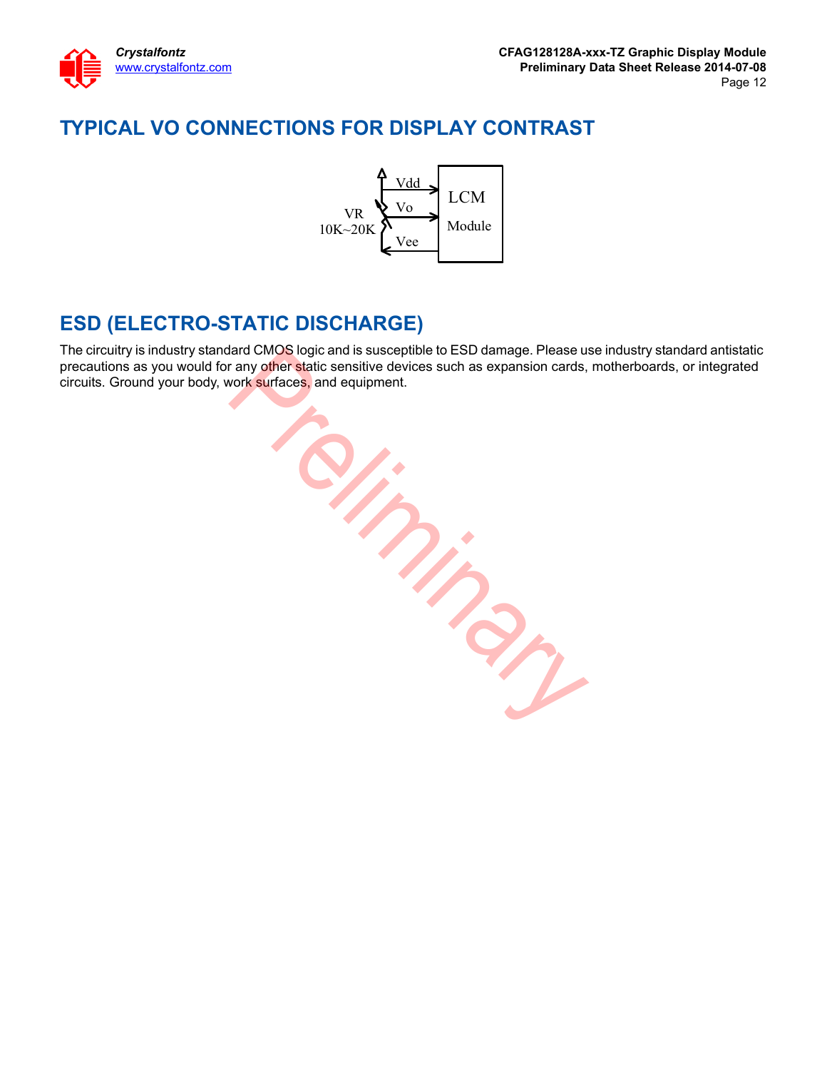## TYPICAL VO CONNECTIONS FOR DISPLAY CONTRAST

VR
10K~20K

Vdd

Vo

Vee

LCM
Module

## ESD (ELECTRO-STATIC DISCHARGE)

The circuitry is industry standard CMOS logic and is susceptible to ESD damage. Please use industry standard antistatic precautions as you would for any other static sensitive devices such as expansion cards, motherboards, or integrated circuits. Ground your body, work surfaces, and equipment.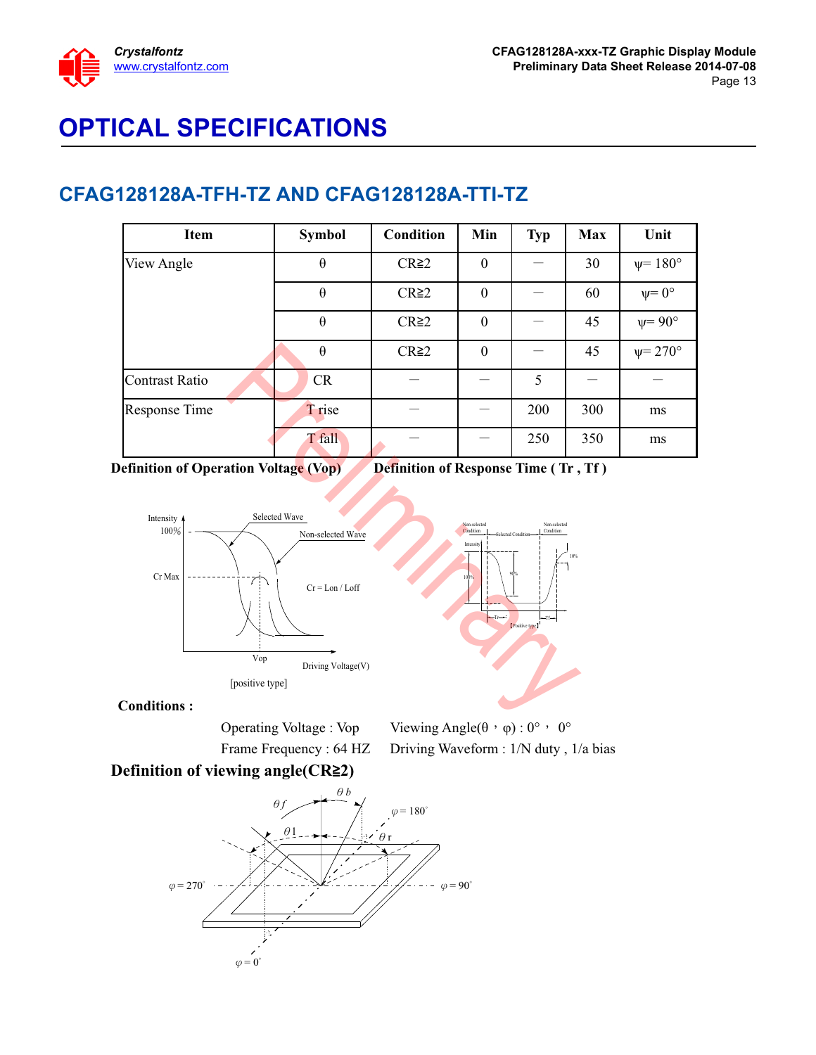# OPTICAL SPECIFICATIONS

## CFAG128128A-TFH-TZ AND CFAG128128A-TTI-TZ

| Item | Symbol | Condition | Min | Typ | Max | Unit |
|---|---|---|---|---|---|---|
| View Angle | θ | CR≧2 | 0 | — | 30 | ψ= 180° |
| | θ | CR≧2 | 0 | — | 60 | ψ= 0° |
| | θ | CR≧2 | 0 | — | 45 | ψ= 90° |
| | θ | CR≧2 | 0 | — | 45 | ψ= 270° |
| Contrast Ratio | CR | — | — | 5 | — | — |
| Response Time | T rise | — | — | 200 | 300 | ms |
| | T fall | — | — | 250 | 350 | ms |

**Definition of Operation Voltage (Vop)**

**Definition of Response Time ( Tr , Tf )**

[positive type]

**Conditions :**

Operating Voltage : Vop　　Viewing Angle(θ，φ) : 0°，0°

Frame Frequency : 64 HZ　　Driving Waveform : 1/N duty , 1/a bias

**Definition of viewing angle(CR≧2)**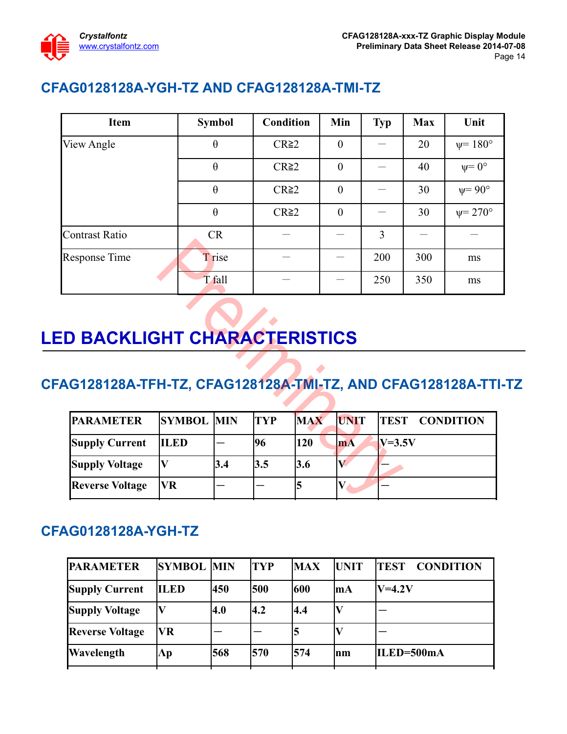## CFAG0128128A-YGH-TZ AND CFAG128128A-TMI-TZ

| Item | Symbol | Condition | Min | Typ | Max | Unit |
|---|---|---|---|---|---|---|
| View Angle | θ | CR≧2 | 0 | — | 20 | ψ= 180° |
| | θ | CR≧2 | 0 | — | 40 | ψ= 0° |
| | θ | CR≧2 | 0 | — | 30 | ψ= 90° |
| | θ | CR≧2 | 0 | — | 30 | ψ= 270° |
| Contrast Ratio | CR | — | — | 3 | — | — |
| Response Time | T rise | — | — | 200 | 300 | ms |
| | T fall | — | — | 250 | 350 | ms |

# LED BACKLIGHT CHARACTERISTICS

## CFAG128128A-TFH-TZ, CFAG128128A-TMI-TZ, AND CFAG128128A-TTI-TZ

| PARAMETER | SYMBOL | MIN | TYP | MAX | UNIT | TEST CONDITION |
|---|---|---|---|---|---|---|
| **Supply Current** | **ILED** | — | **96** | **120** | **mA** | **V=3.5V** |
| **Supply Voltage** | **V** | **3.4** | **3.5** | **3.6** | **V** | — |
| **Reverse Voltage** | **VR** | — | — | **5** | **V** | — |

## CFAG0128128A-YGH-TZ

| PARAMETER | SYMBOL | MIN | TYP | MAX | UNIT | TEST CONDITION |
|---|---|---|---|---|---|---|
| **Supply Current** | **ILED** | **450** | **500** | **600** | **mA** | **V=4.2V** |
| **Supply Voltage** | **V** | **4.0** | **4.2** | **4.4** | **V** | — |
| **Reverse Voltage** | **VR** | — | — | **5** | **V** | — |
| **Wavelength** | **Λp** | **568** | **570** | **574** | **nm** | **ILED=500mA** |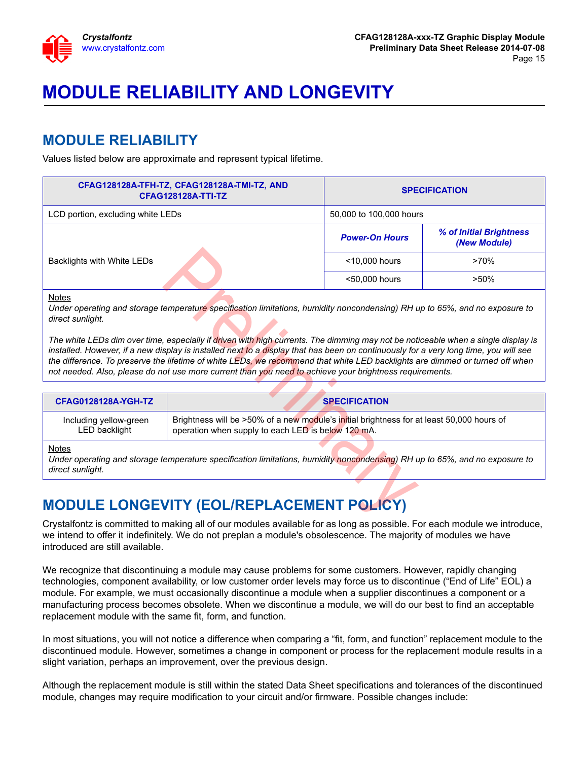# MODULE RELIABILITY AND LONGEVITY

## MODULE RELIABILITY

Values listed below are approximate and represent typical lifetime.

| CFAG128128A-TFH-TZ, CFAG128128A-TMI-TZ, AND CFAG128128A-TTI-TZ | SPECIFICATION | |
|---|---|---|
| LCD portion, excluding white LEDs | 50,000 to 100,000 hours | |
| Backlights with White LEDs | ***Power-On Hours*** | ***% of Initial Brightness (New Module)*** |
| | <10,000 hours | >70% |
| | <50,000 hours | >50% |

Notes

*Under operating and storage temperature specification limitations, humidity noncondensing) RH up to 65%, and no exposure to direct sunlight.*

*The white LEDs dim over time, especially if driven with high currents. The dimming may not be noticeable when a single display is installed. However, if a new display is installed next to a display that has been on continuously for a very long time, you will see the difference. To preserve the lifetime of white LEDs, we recommend that white LED backlights are dimmed or turned off when not needed. Also, please do not use more current than you need to achieve your brightness requirements.*

| CFAG0128128A-YGH-TZ | SPECIFICATION |
|---|---|
| Including yellow-green LED backlight | Brightness will be >50% of a new module's initial brightness for at least 50,000 hours of operation when supply to each LED is below 120 mA. |

Notes

*Under operating and storage temperature specification limitations, humidity noncondensing) RH up to 65%, and no exposure to direct sunlight.*

## MODULE LONGEVITY (EOL/REPLACEMENT POLICY)

Crystalfontz is committed to making all of our modules available for as long as possible. For each module we introduce, we intend to offer it indefinitely. We do not preplan a module's obsolescence. The majority of modules we have introduced are still available.

We recognize that discontinuing a module may cause problems for some customers. However, rapidly changing technologies, component availability, or low customer order levels may force us to discontinue ("End of Life" EOL) a module. For example, we must occasionally discontinue a module when a supplier discontinues a component or a manufacturing process becomes obsolete. When we discontinue a module, we will do our best to find an acceptable replacement module with the same fit, form, and function.

In most situations, you will not notice a difference when comparing a "fit, form, and function" replacement module to the discontinued module. However, sometimes a change in component or process for the replacement module results in a slight variation, perhaps an improvement, over the previous design.

Although the replacement module is still within the stated Data Sheet specifications and tolerances of the discontinued module, changes may require modification to your circuit and/or firmware. Possible changes include: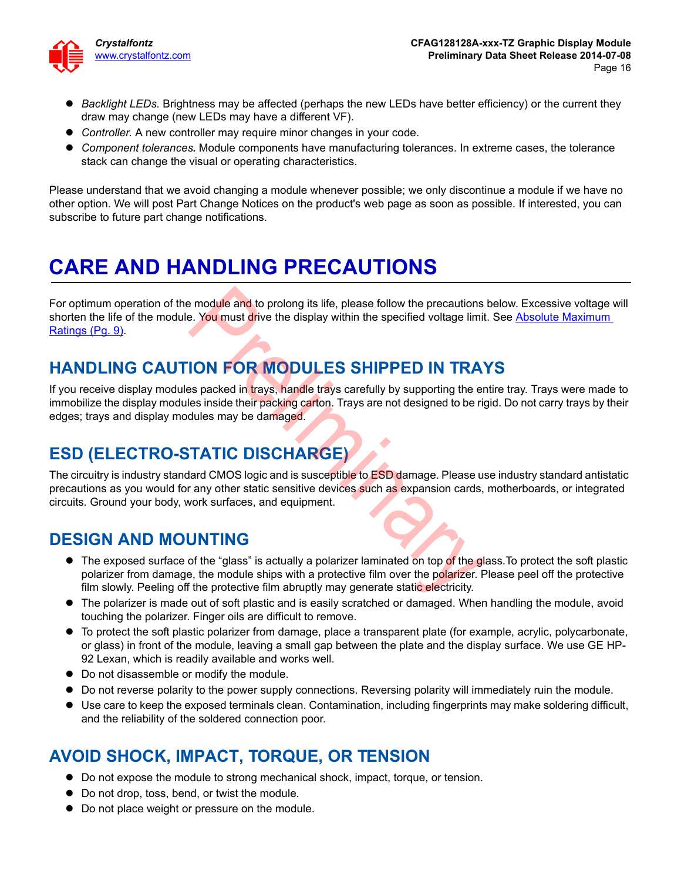- *Backlight LEDs.* Brightness may be affected (perhaps the new LEDs have better efficiency) or the current they draw may change (new LEDs may have a different VF).
- *Controller.* A new controller may require minor changes in your code.
- *Component tolerances.* Module components have manufacturing tolerances. In extreme cases, the tolerance stack can change the visual or operating characteristics.

Please understand that we avoid changing a module whenever possible; we only discontinue a module if we have no other option. We will post Part Change Notices on the product's web page as soon as possible. If interested, you can subscribe to future part change notifications.

# CARE AND HANDLING PRECAUTIONS

For optimum operation of the module and to prolong its life, please follow the precautions below. Excessive voltage will shorten the life of the module. You must drive the display within the specified voltage limit. See Absolute Maximum Ratings (Pg. 9).

## HANDLING CAUTION FOR MODULES SHIPPED IN TRAYS

If you receive display modules packed in trays, handle trays carefully by supporting the entire tray. Trays were made to immobilize the display modules inside their packing carton. Trays are not designed to be rigid. Do not carry trays by their edges; trays and display modules may be damaged.

## ESD (ELECTRO-STATIC DISCHARGE)

The circuitry is industry standard CMOS logic and is susceptible to ESD damage. Please use industry standard antistatic precautions as you would for any other static sensitive devices such as expansion cards, motherboards, or integrated circuits. Ground your body, work surfaces, and equipment.

## DESIGN AND MOUNTING

- The exposed surface of the “glass” is actually a polarizer laminated on top of the glass.To protect the soft plastic polarizer from damage, the module ships with a protective film over the polarizer. Please peel off the protective film slowly. Peeling off the protective film abruptly may generate static electricity.
- The polarizer is made out of soft plastic and is easily scratched or damaged. When handling the module, avoid touching the polarizer. Finger oils are difficult to remove.
- To protect the soft plastic polarizer from damage, place a transparent plate (for example, acrylic, polycarbonate, or glass) in front of the module, leaving a small gap between the plate and the display surface. We use GE HP-92 Lexan, which is readily available and works well.
- Do not disassemble or modify the module.
- Do not reverse polarity to the power supply connections. Reversing polarity will immediately ruin the module.
- Use care to keep the exposed terminals clean. Contamination, including fingerprints may make soldering difficult, and the reliability of the soldered connection poor.

## AVOID SHOCK, IMPACT, TORQUE, OR TENSION

- Do not expose the module to strong mechanical shock, impact, torque, or tension.
- Do not drop, toss, bend, or twist the module.
- Do not place weight or pressure on the module.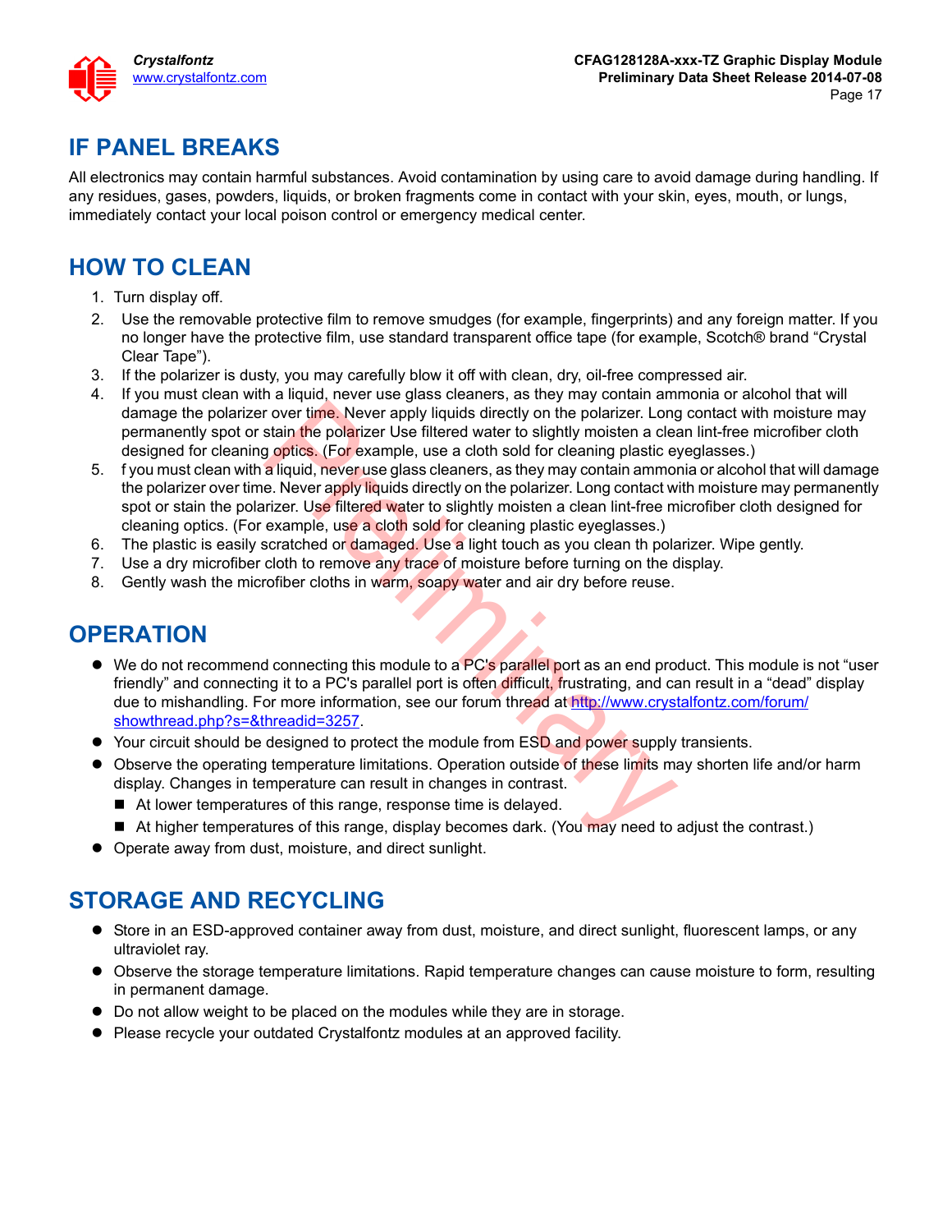## IF PANEL BREAKS

All electronics may contain harmful substances. Avoid contamination by using care to avoid damage during handling. If any residues, gases, powders, liquids, or broken fragments come in contact with your skin, eyes, mouth, or lungs, immediately contact your local poison control or emergency medical center.

## HOW TO CLEAN

1. Turn display off.
2. Use the removable protective film to remove smudges (for example, fingerprints) and any foreign matter. If you no longer have the protective film, use standard transparent office tape (for example, Scotch® brand "Crystal Clear Tape").
3. If the polarizer is dusty, you may carefully blow it off with clean, dry, oil-free compressed air.
4. If you must clean with a liquid, never use glass cleaners, as they may contain ammonia or alcohol that will damage the polarizer over time. Never apply liquids directly on the polarizer. Long contact with moisture may permanently spot or stain the polarizer Use filtered water to slightly moisten a clean lint-free microfiber cloth designed for cleaning optics. (For example, use a cloth sold for cleaning plastic eyeglasses.)
5. f you must clean with a liquid, never use glass cleaners, as they may contain ammonia or alcohol that will damage the polarizer over time. Never apply liquids directly on the polarizer. Long contact with moisture may permanently spot or stain the polarizer. Use filtered water to slightly moisten a clean lint-free microfiber cloth designed for cleaning optics. (For example, use a cloth sold for cleaning plastic eyeglasses.)
6. The plastic is easily scratched or damaged. Use a light touch as you clean th polarizer. Wipe gently.
7. Use a dry microfiber cloth to remove any trace of moisture before turning on the display.
8. Gently wash the microfiber cloths in warm, soapy water and air dry before reuse.

## OPERATION

- We do not recommend connecting this module to a PC's parallel port as an end product. This module is not "user friendly" and connecting it to a PC's parallel port is often difficult, frustrating, and can result in a "dead" display due to mishandling. For more information, see our forum thread at http://www.crystalfontz.com/forum/showthread.php?s=&threadid=3257.
- Your circuit should be designed to protect the module from ESD and power supply transients.
- Observe the operating temperature limitations. Operation outside of these limits may shorten life and/or harm display. Changes in temperature can result in changes in contrast.
  - At lower temperatures of this range, response time is delayed.
  - At higher temperatures of this range, display becomes dark. (You may need to adjust the contrast.)
- Operate away from dust, moisture, and direct sunlight.

## STORAGE AND RECYCLING

- Store in an ESD-approved container away from dust, moisture, and direct sunlight, fluorescent lamps, or any ultraviolet ray.
- Observe the storage temperature limitations. Rapid temperature changes can cause moisture to form, resulting in permanent damage.
- Do not allow weight to be placed on the modules while they are in storage.
- Please recycle your outdated Crystalfontz modules at an approved facility.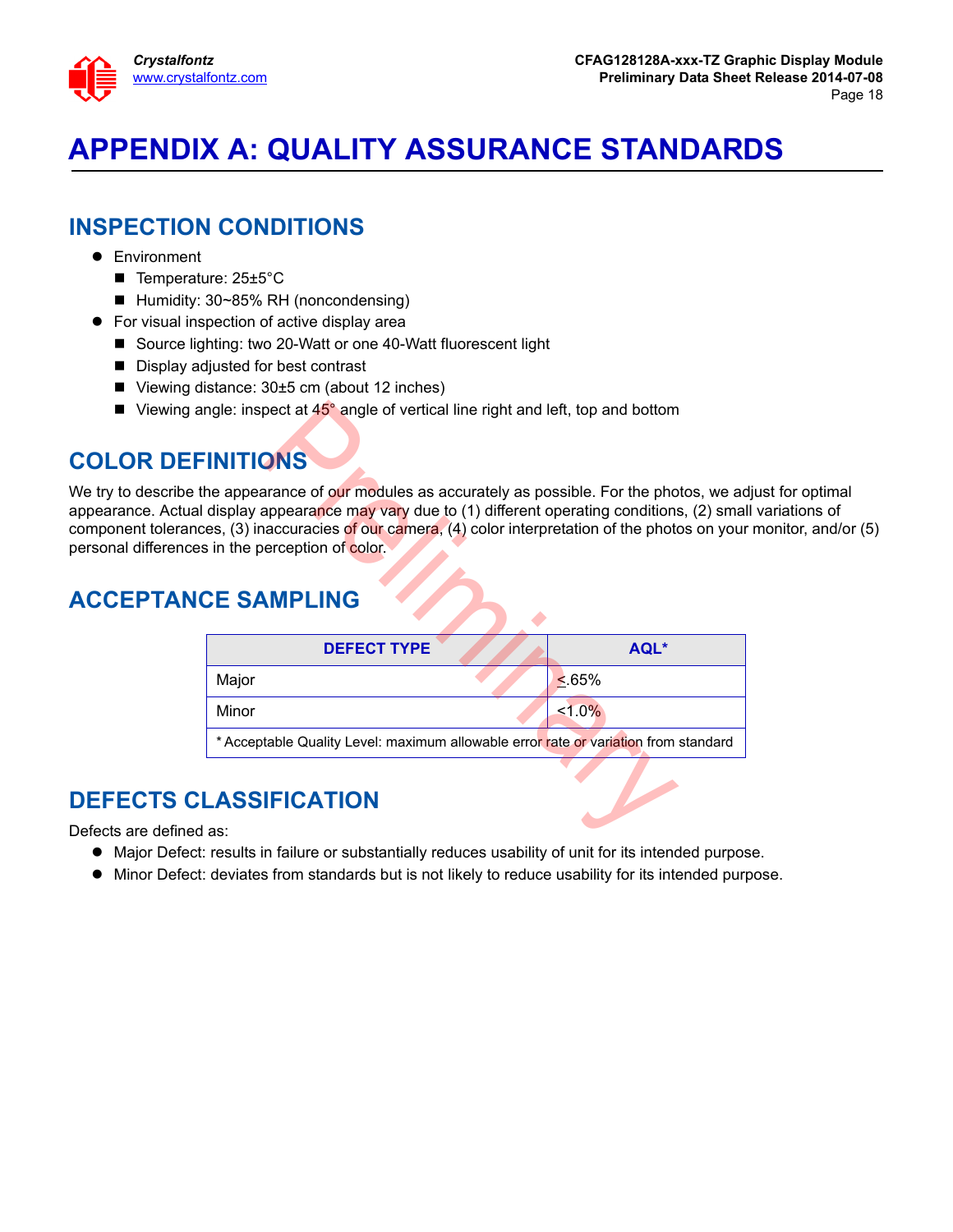# APPENDIX A: QUALITY ASSURANCE STANDARDS

## INSPECTION CONDITIONS

- Environment
  - Temperature: 25±5°C
  - Humidity: 30~85% RH (noncondensing)
- For visual inspection of active display area
  - Source lighting: two 20-Watt or one 40-Watt fluorescent light
  - Display adjusted for best contrast
  - Viewing distance: 30±5 cm (about 12 inches)
  - Viewing angle: inspect at 45° angle of vertical line right and left, top and bottom

## COLOR DEFINITIONS

We try to describe the appearance of our modules as accurately as possible. For the photos, we adjust for optimal appearance. Actual display appearance may vary due to (1) different operating conditions, (2) small variations of component tolerances, (3) inaccuracies of our camera, (4) color interpretation of the photos on your monitor, and/or (5) personal differences in the perception of color.

## ACCEPTANCE SAMPLING

| DEFECT TYPE | AQL* |
|---|---|
| Major | ≤.65% |
| Minor | <1.0% |
| * Acceptable Quality Level: maximum allowable error rate or variation from standard | |

## DEFECTS CLASSIFICATION

Defects are defined as:

- Major Defect: results in failure or substantially reduces usability of unit for its intended purpose.
- Minor Defect: deviates from standards but is not likely to reduce usability for its intended purpose.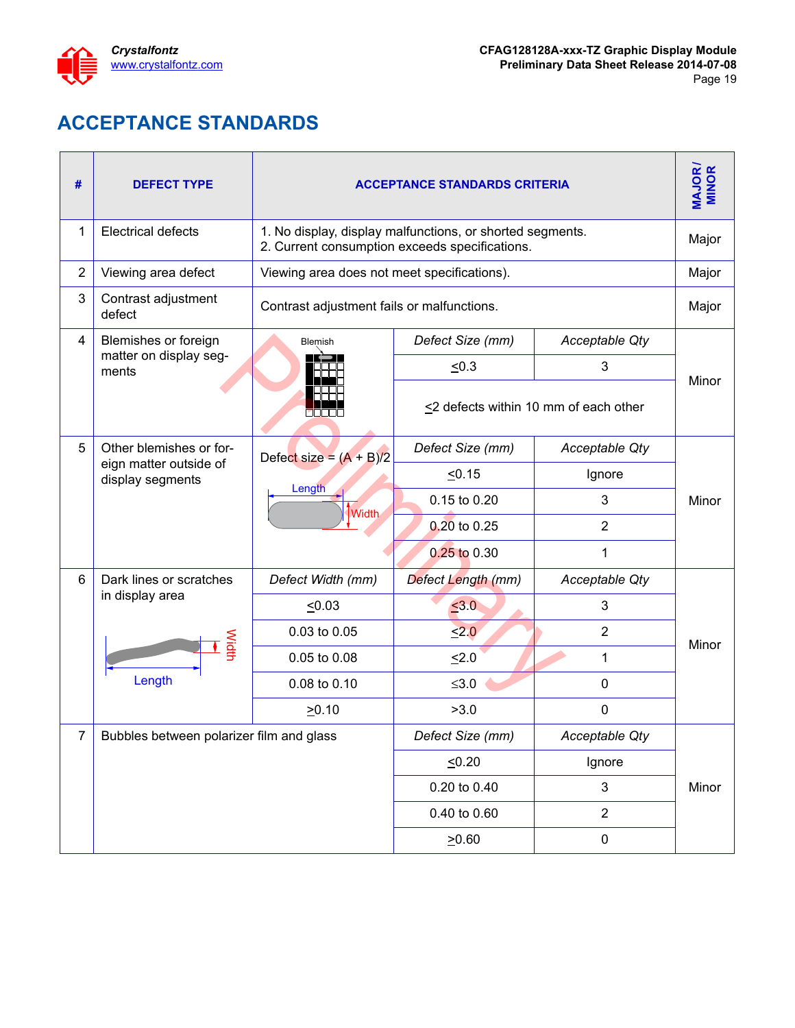# ACCEPTANCE STANDARDS

| # | DEFECT TYPE | ACCEPTANCE STANDARDS CRITERIA | | | MAJOR / MINOR |
|---|---|---|---|---|---|
| 1 | Electrical defects | 1. No display, display malfunctions, or shorted segments.<br>2. Current consumption exceeds specifications. | | | Major |
| 2 | Viewing area defect | Viewing area does not meet specifications). | | | Major |
| 3 | Contrast adjustment defect | Contrast adjustment fails or malfunctions. | | | Major |
| 4 | Blemishes or foreign matter on display segments | Blemish | *Defect Size (mm)* | *Acceptable Qty* | Minor |
| | | | ≤0.3 | 3 | |
| | | | ≤2 defects within 10 mm of each other | | |
| 5 | Other blemishes or foreign matter outside of display segments | Defect size = (A + B)/2<br>Length<br>Width | *Defect Size (mm)* | *Acceptable Qty* | Minor |
| | | | ≤0.15 | Ignore | |
| | | | 0.15 to 0.20 | 3 | |
| | | | 0.20 to 0.25 | 2 | |
| | | | 0.25 to 0.30 | 1 | |
| 6 | Dark lines or scratches in display area<br>Width<br>Length | *Defect Width (mm)* | *Defect Length (mm)* | *Acceptable Qty* | Minor |
| | | ≤0.03 | ≤3.0 | 3 | |
| | | 0.03 to 0.05 | ≤2.0 | 2 | |
| | | 0.05 to 0.08 | ≤2.0 | 1 | |
| | | 0.08 to 0.10 | ≤3.0 | 0 | |
| | | ≥0.10 | >3.0 | 0 | |
| 7 | Bubbles between polarizer film and glass | | *Defect Size (mm)* | *Acceptable Qty* | Minor |
| | | | ≤0.20 | Ignore | |
| | | | 0.20 to 0.40 | 3 | |
| | | | 0.40 to 0.60 | 2 | |
| | | | ≥0.60 | 0 | |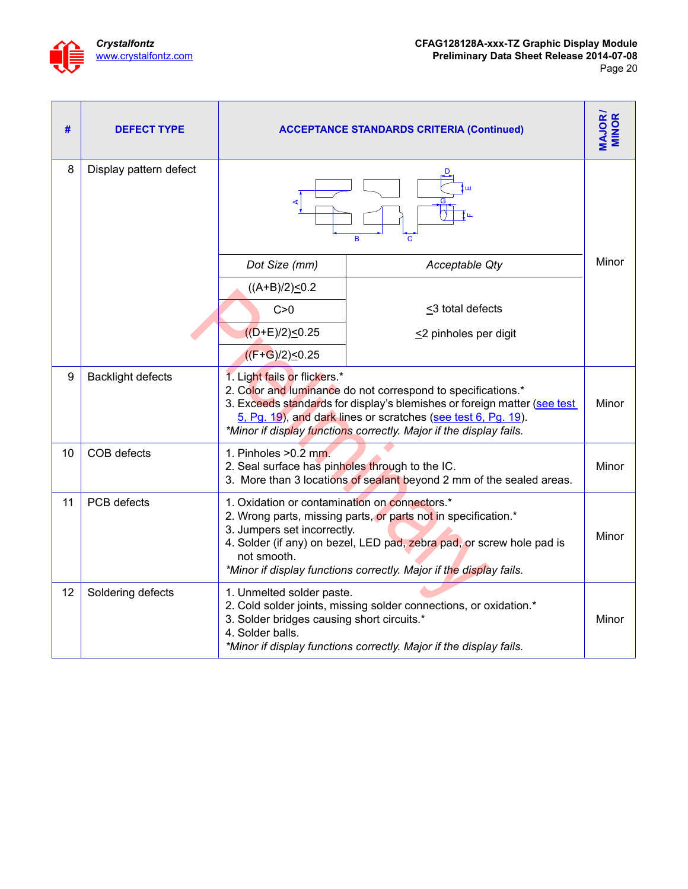| # | DEFECT TYPE | ACCEPTANCE STANDARDS CRITERIA (Continued) | | MAJOR / MINOR |
|---|---|---|---|---|
| 8 | Display pattern defect | *Dot Size (mm)* | *Acceptable Qty* | Minor |
| | | ((A+B)/2)≤0.2 | ≤3 total defects<br>≤2 pinholes per digit | |
| | | C>0 | | |
| | | ((D+E)/2)≤0.25 | | |
| | | ((F+G)/2)≤0.25 | | |
| 9 | Backlight defects | 1. Light fails or flickers.*<br>2. Color and luminance do not correspond to specifications.*<br>3. Exceeds standards for display's blemishes or foreign matter (see test 5, Pg. 19), and dark lines or scratches (see test 6, Pg. 19).<br>*\*Minor if display functions correctly. Major if the display fails.* | | Minor |
| 10 | COB defects | 1. Pinholes >0.2 mm.<br>2. Seal surface has pinholes through to the IC.<br>3. More than 3 locations of sealant beyond 2 mm of the sealed areas. | | Minor |
| 11 | PCB defects | 1. Oxidation or contamination on connectors.*<br>2. Wrong parts, missing parts, or parts not in specification.*<br>3. Jumpers set incorrectly.<br>4. Solder (if any) on bezel, LED pad, zebra pad, or screw hole pad is not smooth.<br>*\*Minor if display functions correctly. Major if the display fails.* | | Minor |
| 12 | Soldering defects | 1. Unmelted solder paste.<br>2. Cold solder joints, missing solder connections, or oxidation.*<br>3. Solder bridges causing short circuits.*<br>4. Solder balls.<br>*\*Minor if display functions correctly. Major if the display fails.* | | Minor |